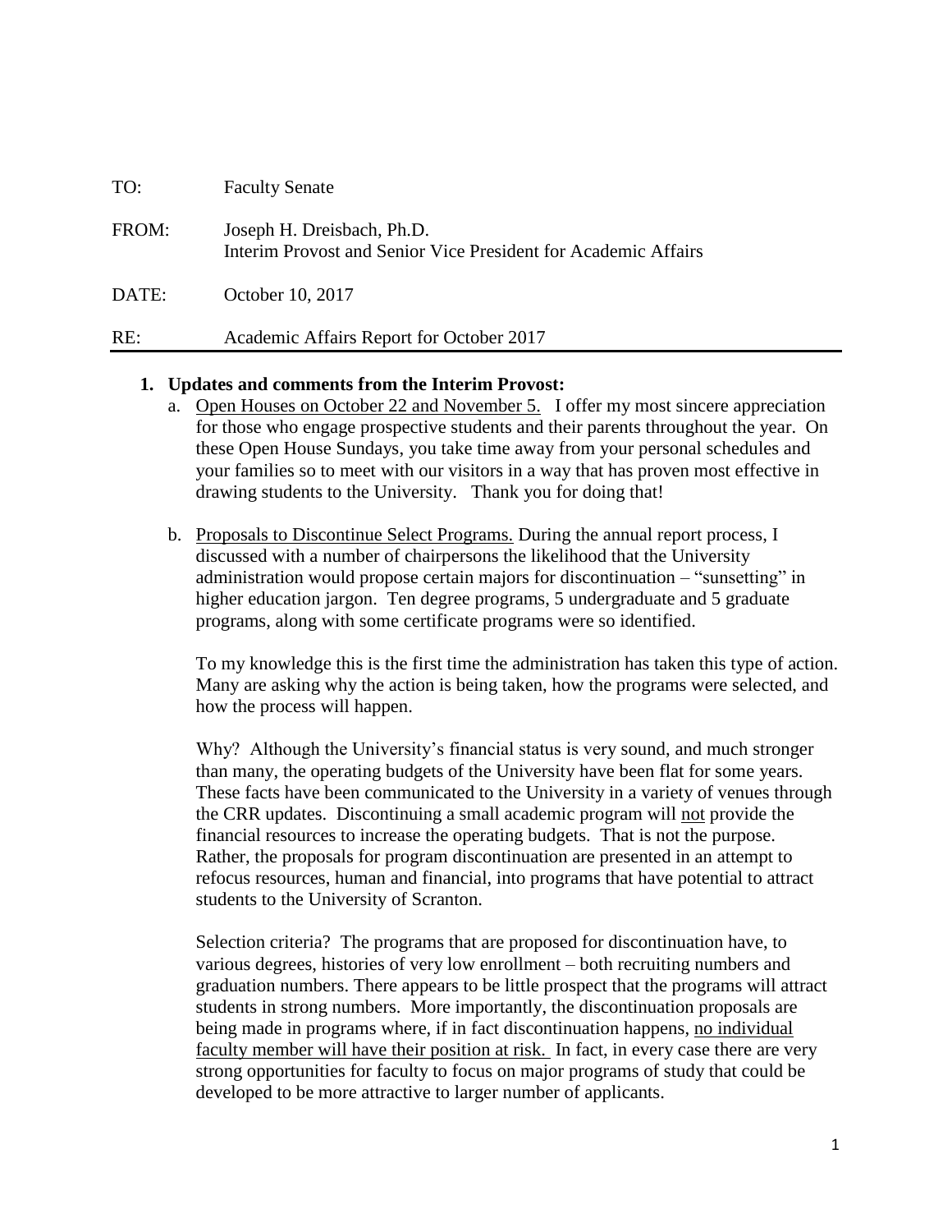TO: Faculty Senate

FROM: Joseph H. Dreisbach, Ph.D.
Interim Provost and Senior Vice President for Academic Affairs

DATE: October 10, 2017

RE: Academic Affairs Report for October 2017

---

1. **Updates and comments from the Interim Provost:**
   a. Open Houses on October 22 and November 5. I offer my most sincere appreciation for those who engage prospective students and their parents throughout the year. On these Open House Sundays, you take time away from your personal schedules and your families so to meet with our visitors in a way that has proven most effective in drawing students to the University. Thank you for doing that!

   b. Proposals to Discontinue Select Programs. During the annual report process, I discussed with a number of chairpersons the likelihood that the University administration would propose certain majors for discontinuation – "sunsetting" in higher education jargon. Ten degree programs, 5 undergraduate and 5 graduate programs, along with some certificate programs were so identified.

      To my knowledge this is the first time the administration has taken this type of action. Many are asking why the action is being taken, how the programs were selected, and how the process will happen.

      Why? Although the University's financial status is very sound, and much stronger than many, the operating budgets of the University have been flat for some years. These facts have been communicated to the University in a variety of venues through the CRR updates. Discontinuing a small academic program will not provide the financial resources to increase the operating budgets. That is not the purpose. Rather, the proposals for program discontinuation are presented in an attempt to refocus resources, human and financial, into programs that have potential to attract students to the University of Scranton.

      Selection criteria? The programs that are proposed for discontinuation have, to various degrees, histories of very low enrollment – both recruiting numbers and graduation numbers. There appears to be little prospect that the programs will attract students in strong numbers. More importantly, the discontinuation proposals are being made in programs where, if in fact discontinuation happens, no individual faculty member will have their position at risk. In fact, in every case there are very strong opportunities for faculty to focus on major programs of study that could be developed to be more attractive to larger number of applicants.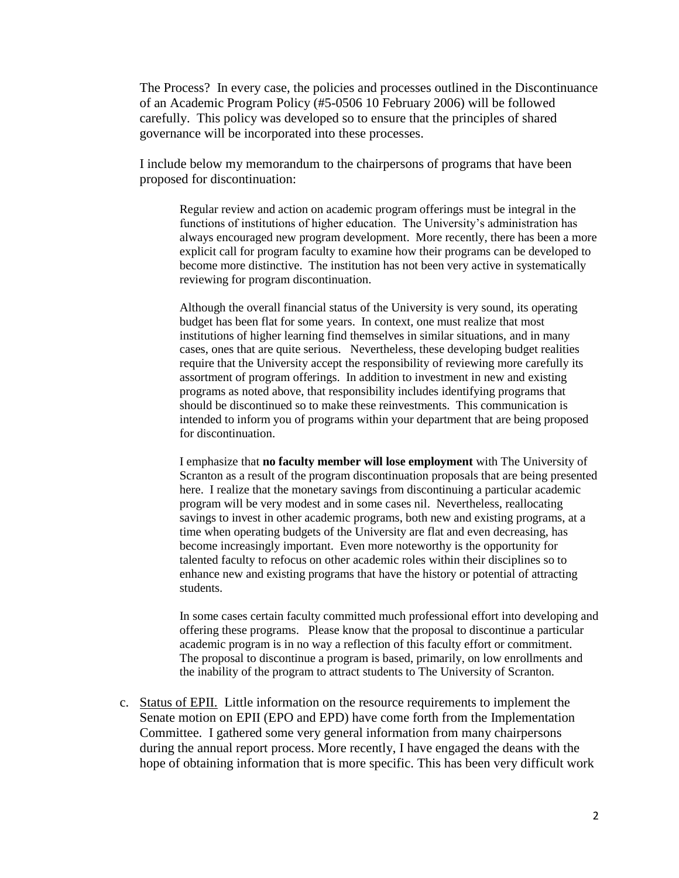The Process? In every case, the policies and processes outlined in the Discontinuance of an Academic Program Policy (#5-0506 10 February 2006) will be followed carefully. This policy was developed so to ensure that the principles of shared governance will be incorporated into these processes.

I include below my memorandum to the chairpersons of programs that have been proposed for discontinuation:

> Regular review and action on academic program offerings must be integral in the functions of institutions of higher education. The University's administration has always encouraged new program development. More recently, there has been a more explicit call for program faculty to examine how their programs can be developed to become more distinctive. The institution has not been very active in systematically reviewing for program discontinuation.
>
> Although the overall financial status of the University is very sound, its operating budget has been flat for some years. In context, one must realize that most institutions of higher learning find themselves in similar situations, and in many cases, ones that are quite serious. Nevertheless, these developing budget realities require that the University accept the responsibility of reviewing more carefully its assortment of program offerings. In addition to investment in new and existing programs as noted above, that responsibility includes identifying programs that should be discontinued so to make these reinvestments. This communication is intended to inform you of programs within your department that are being proposed for discontinuation.
>
> I emphasize that **no faculty member will lose employment** with The University of Scranton as a result of the program discontinuation proposals that are being presented here. I realize that the monetary savings from discontinuing a particular academic program will be very modest and in some cases nil. Nevertheless, reallocating savings to invest in other academic programs, both new and existing programs, at a time when operating budgets of the University are flat and even decreasing, has become increasingly important. Even more noteworthy is the opportunity for talented faculty to refocus on other academic roles within their disciplines so to enhance new and existing programs that have the history or potential of attracting students.
>
> In some cases certain faculty committed much professional effort into developing and offering these programs. Please know that the proposal to discontinue a particular academic program is in no way a reflection of this faculty effort or commitment. The proposal to discontinue a program is based, primarily, on low enrollments and the inability of the program to attract students to The University of Scranton.

c. <u>Status of EPII.</u> Little information on the resource requirements to implement the Senate motion on EPII (EPO and EPD) have come forth from the Implementation Committee. I gathered some very general information from many chairpersons during the annual report process. More recently, I have engaged the deans with the hope of obtaining information that is more specific. This has been very difficult work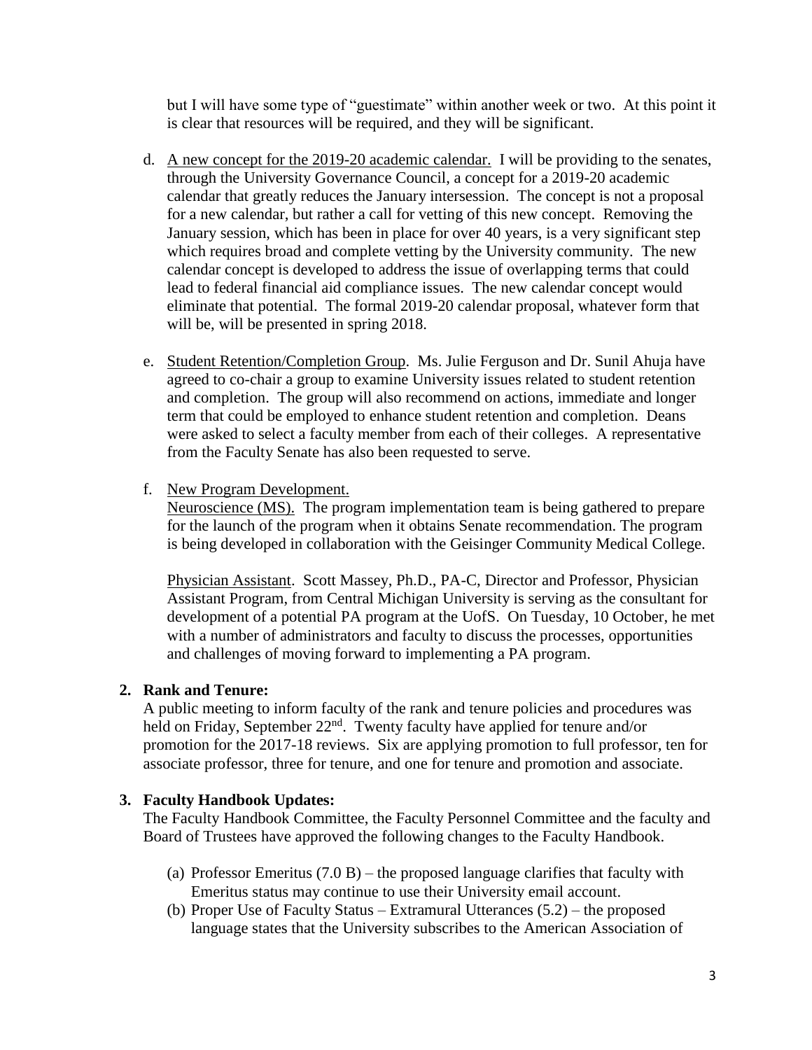but I will have some type of "guestimate" within another week or two. At this point it is clear that resources will be required, and they will be significant.

d. A new concept for the 2019-20 academic calendar. I will be providing to the senates, through the University Governance Council, a concept for a 2019-20 academic calendar that greatly reduces the January intersession. The concept is not a proposal for a new calendar, but rather a call for vetting of this new concept. Removing the January session, which has been in place for over 40 years, is a very significant step which requires broad and complete vetting by the University community. The new calendar concept is developed to address the issue of overlapping terms that could lead to federal financial aid compliance issues. The new calendar concept would eliminate that potential. The formal 2019-20 calendar proposal, whatever form that will be, will be presented in spring 2018.

e. Student Retention/Completion Group. Ms. Julie Ferguson and Dr. Sunil Ahuja have agreed to co-chair a group to examine University issues related to student retention and completion. The group will also recommend on actions, immediate and longer term that could be employed to enhance student retention and completion. Deans were asked to select a faculty member from each of their colleges. A representative from the Faculty Senate has also been requested to serve.

f. New Program Development.

   Neuroscience (MS). The program implementation team is being gathered to prepare for the launch of the program when it obtains Senate recommendation. The program is being developed in collaboration with the Geisinger Community Medical College.

   Physician Assistant. Scott Massey, Ph.D., PA-C, Director and Professor, Physician Assistant Program, from Central Michigan University is serving as the consultant for development of a potential PA program at the UofS. On Tuesday, 10 October, he met with a number of administrators and faculty to discuss the processes, opportunities and challenges of moving forward to implementing a PA program.

**2. Rank and Tenure:**

A public meeting to inform faculty of the rank and tenure policies and procedures was held on Friday, September 22nd. Twenty faculty have applied for tenure and/or promotion for the 2017-18 reviews. Six are applying promotion to full professor, ten for associate professor, three for tenure, and one for tenure and promotion and associate.

**3. Faculty Handbook Updates:**

The Faculty Handbook Committee, the Faculty Personnel Committee and the faculty and Board of Trustees have approved the following changes to the Faculty Handbook.

(a) Professor Emeritus (7.0 B) – the proposed language clarifies that faculty with Emeritus status may continue to use their University email account.
(b) Proper Use of Faculty Status – Extramural Utterances (5.2) – the proposed language states that the University subscribes to the American Association of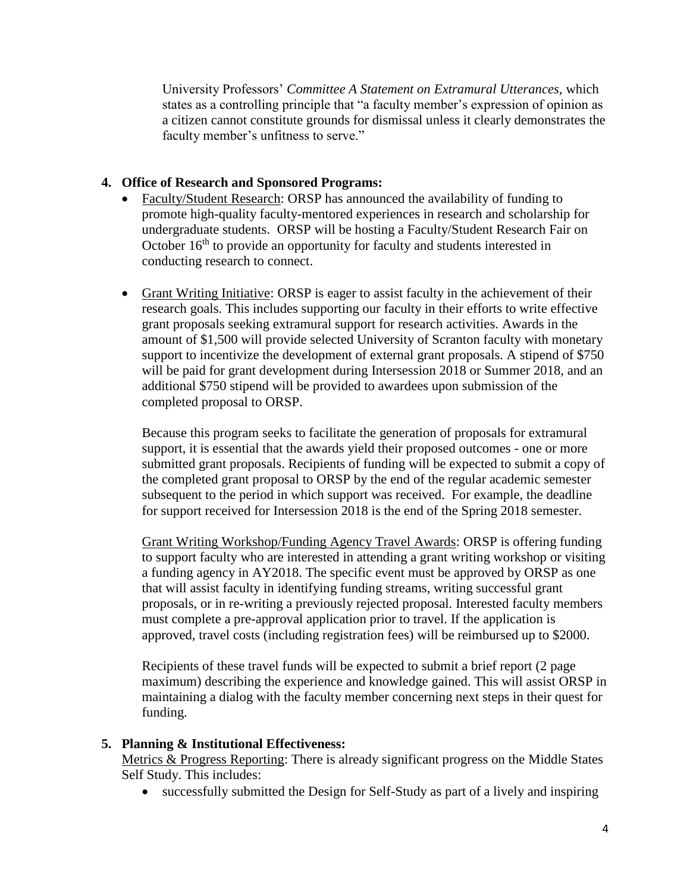University Professors' *Committee A Statement on Extramural Utterances*, which states as a controlling principle that "a faculty member's expression of opinion as a citizen cannot constitute grounds for dismissal unless it clearly demonstrates the faculty member's unfitness to serve."

**4. Office of Research and Sponsored Programs:**

- Faculty/Student Research: ORSP has announced the availability of funding to promote high-quality faculty-mentored experiences in research and scholarship for undergraduate students. ORSP will be hosting a Faculty/Student Research Fair on October 16th to provide an opportunity for faculty and students interested in conducting research to connect.

- Grant Writing Initiative: ORSP is eager to assist faculty in the achievement of their research goals. This includes supporting our faculty in their efforts to write effective grant proposals seeking extramural support for research activities. Awards in the amount of $1,500 will provide selected University of Scranton faculty with monetary support to incentivize the development of external grant proposals. A stipend of $750 will be paid for grant development during Intersession 2018 or Summer 2018, and an additional $750 stipend will be provided to awardees upon submission of the completed proposal to ORSP.

  Because this program seeks to facilitate the generation of proposals for extramural support, it is essential that the awards yield their proposed outcomes - one or more submitted grant proposals. Recipients of funding will be expected to submit a copy of the completed grant proposal to ORSP by the end of the regular academic semester subsequent to the period in which support was received. For example, the deadline for support received for Intersession 2018 is the end of the Spring 2018 semester.

  Grant Writing Workshop/Funding Agency Travel Awards: ORSP is offering funding to support faculty who are interested in attending a grant writing workshop or visiting a funding agency in AY2018. The specific event must be approved by ORSP as one that will assist faculty in identifying funding streams, writing successful grant proposals, or in re-writing a previously rejected proposal. Interested faculty members must complete a pre-approval application prior to travel. If the application is approved, travel costs (including registration fees) will be reimbursed up to $2000.

  Recipients of these travel funds will be expected to submit a brief report (2 page maximum) describing the experience and knowledge gained. This will assist ORSP in maintaining a dialog with the faculty member concerning next steps in their quest for funding.

**5. Planning & Institutional Effectiveness:**

Metrics & Progress Reporting: There is already significant progress on the Middle States Self Study. This includes:

- successfully submitted the Design for Self-Study as part of a lively and inspiring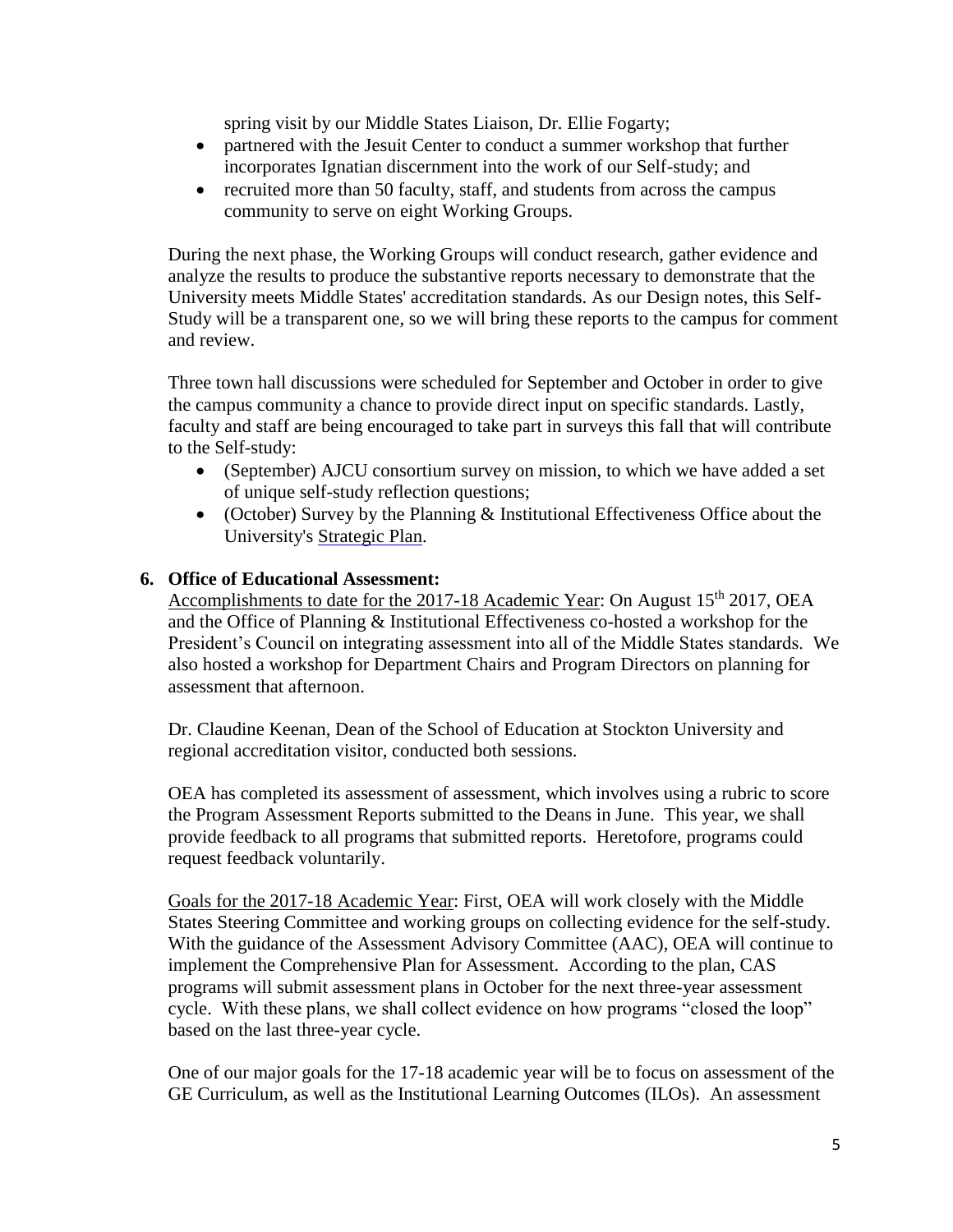spring visit by our Middle States Liaison, Dr. Ellie Fogarty;

- partnered with the Jesuit Center to conduct a summer workshop that further incorporates Ignatian discernment into the work of our Self-study; and
- recruited more than 50 faculty, staff, and students from across the campus community to serve on eight Working Groups.

During the next phase, the Working Groups will conduct research, gather evidence and analyze the results to produce the substantive reports necessary to demonstrate that the University meets Middle States' accreditation standards. As our Design notes, this Self-Study will be a transparent one, so we will bring these reports to the campus for comment and review.

Three town hall discussions were scheduled for September and October in order to give the campus community a chance to provide direct input on specific standards. Lastly, faculty and staff are being encouraged to take part in surveys this fall that will contribute to the Self-study:

- (September) AJCU consortium survey on mission, to which we have added a set of unique self-study reflection questions;
- (October) Survey by the Planning & Institutional Effectiveness Office about the University's Strategic Plan.

**6. Office of Educational Assessment:**

Accomplishments to date for the 2017-18 Academic Year: On August 15th 2017, OEA and the Office of Planning & Institutional Effectiveness co-hosted a workshop for the President's Council on integrating assessment into all of the Middle States standards. We also hosted a workshop for Department Chairs and Program Directors on planning for assessment that afternoon.

Dr. Claudine Keenan, Dean of the School of Education at Stockton University and regional accreditation visitor, conducted both sessions.

OEA has completed its assessment of assessment, which involves using a rubric to score the Program Assessment Reports submitted to the Deans in June. This year, we shall provide feedback to all programs that submitted reports. Heretofore, programs could request feedback voluntarily.

Goals for the 2017-18 Academic Year: First, OEA will work closely with the Middle States Steering Committee and working groups on collecting evidence for the self-study. With the guidance of the Assessment Advisory Committee (AAC), OEA will continue to implement the Comprehensive Plan for Assessment. According to the plan, CAS programs will submit assessment plans in October for the next three-year assessment cycle. With these plans, we shall collect evidence on how programs "closed the loop" based on the last three-year cycle.

One of our major goals for the 17-18 academic year will be to focus on assessment of the GE Curriculum, as well as the Institutional Learning Outcomes (ILOs). An assessment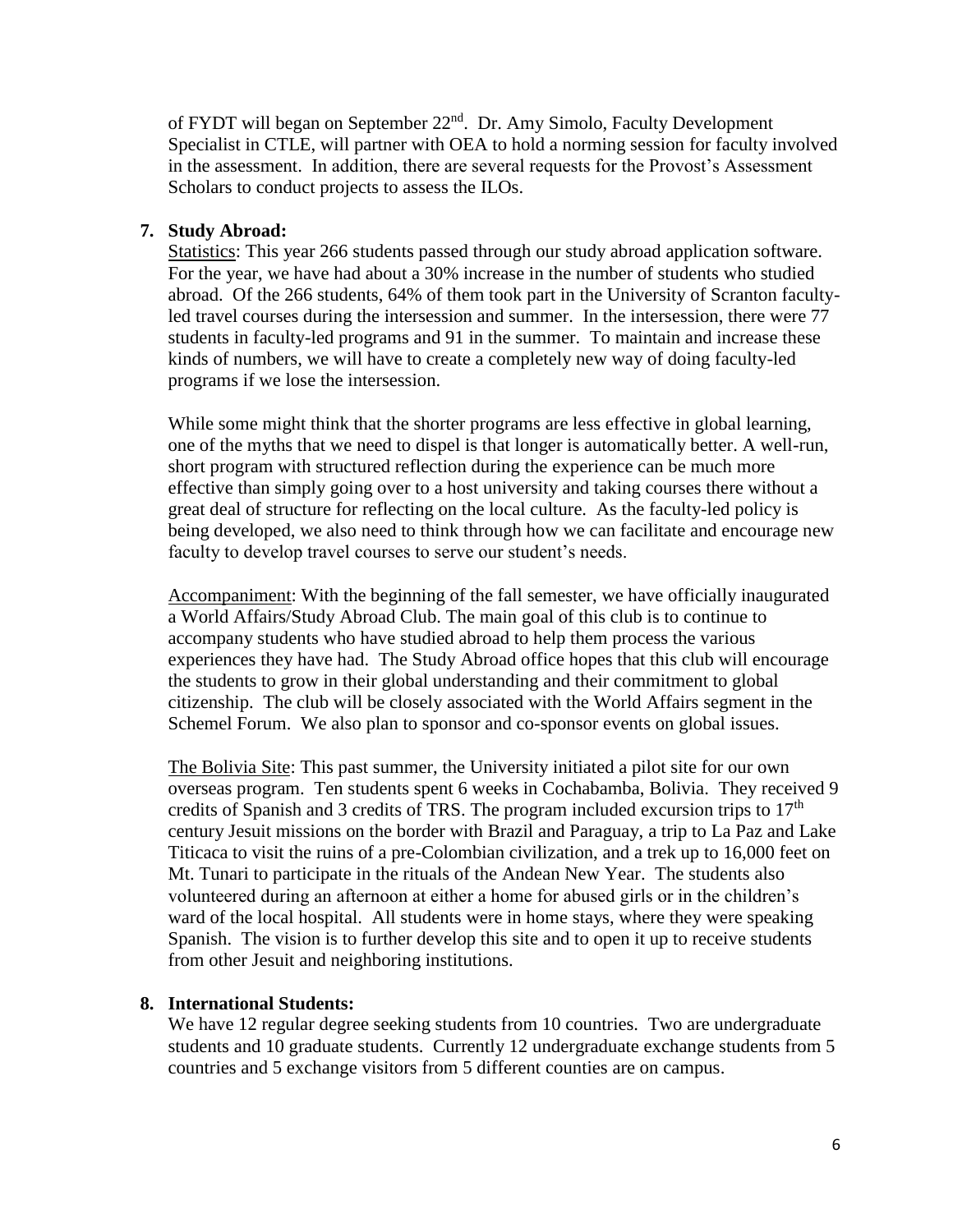of FYDT will began on September 22nd. Dr. Amy Simolo, Faculty Development Specialist in CTLE, will partner with OEA to hold a norming session for faculty involved in the assessment. In addition, there are several requests for the Provost's Assessment Scholars to conduct projects to assess the ILOs.

**7. Study Abroad:**

Statistics: This year 266 students passed through our study abroad application software. For the year, we have had about a 30% increase in the number of students who studied abroad. Of the 266 students, 64% of them took part in the University of Scranton faculty-led travel courses during the intersession and summer. In the intersession, there were 77 students in faculty-led programs and 91 in the summer. To maintain and increase these kinds of numbers, we will have to create a completely new way of doing faculty-led programs if we lose the intersession.

While some might think that the shorter programs are less effective in global learning, one of the myths that we need to dispel is that longer is automatically better. A well-run, short program with structured reflection during the experience can be much more effective than simply going over to a host university and taking courses there without a great deal of structure for reflecting on the local culture. As the faculty-led policy is being developed, we also need to think through how we can facilitate and encourage new faculty to develop travel courses to serve our student's needs.

Accompaniment: With the beginning of the fall semester, we have officially inaugurated a World Affairs/Study Abroad Club. The main goal of this club is to continue to accompany students who have studied abroad to help them process the various experiences they have had. The Study Abroad office hopes that this club will encourage the students to grow in their global understanding and their commitment to global citizenship. The club will be closely associated with the World Affairs segment in the Schemel Forum. We also plan to sponsor and co-sponsor events on global issues.

The Bolivia Site: This past summer, the University initiated a pilot site for our own overseas program. Ten students spent 6 weeks in Cochabamba, Bolivia. They received 9 credits of Spanish and 3 credits of TRS. The program included excursion trips to 17th century Jesuit missions on the border with Brazil and Paraguay, a trip to La Paz and Lake Titicaca to visit the ruins of a pre-Colombian civilization, and a trek up to 16,000 feet on Mt. Tunari to participate in the rituals of the Andean New Year. The students also volunteered during an afternoon at either a home for abused girls or in the children's ward of the local hospital. All students were in home stays, where they were speaking Spanish. The vision is to further develop this site and to open it up to receive students from other Jesuit and neighboring institutions.

**8. International Students:**

We have 12 regular degree seeking students from 10 countries. Two are undergraduate students and 10 graduate students. Currently 12 undergraduate exchange students from 5 countries and 5 exchange visitors from 5 different counties are on campus.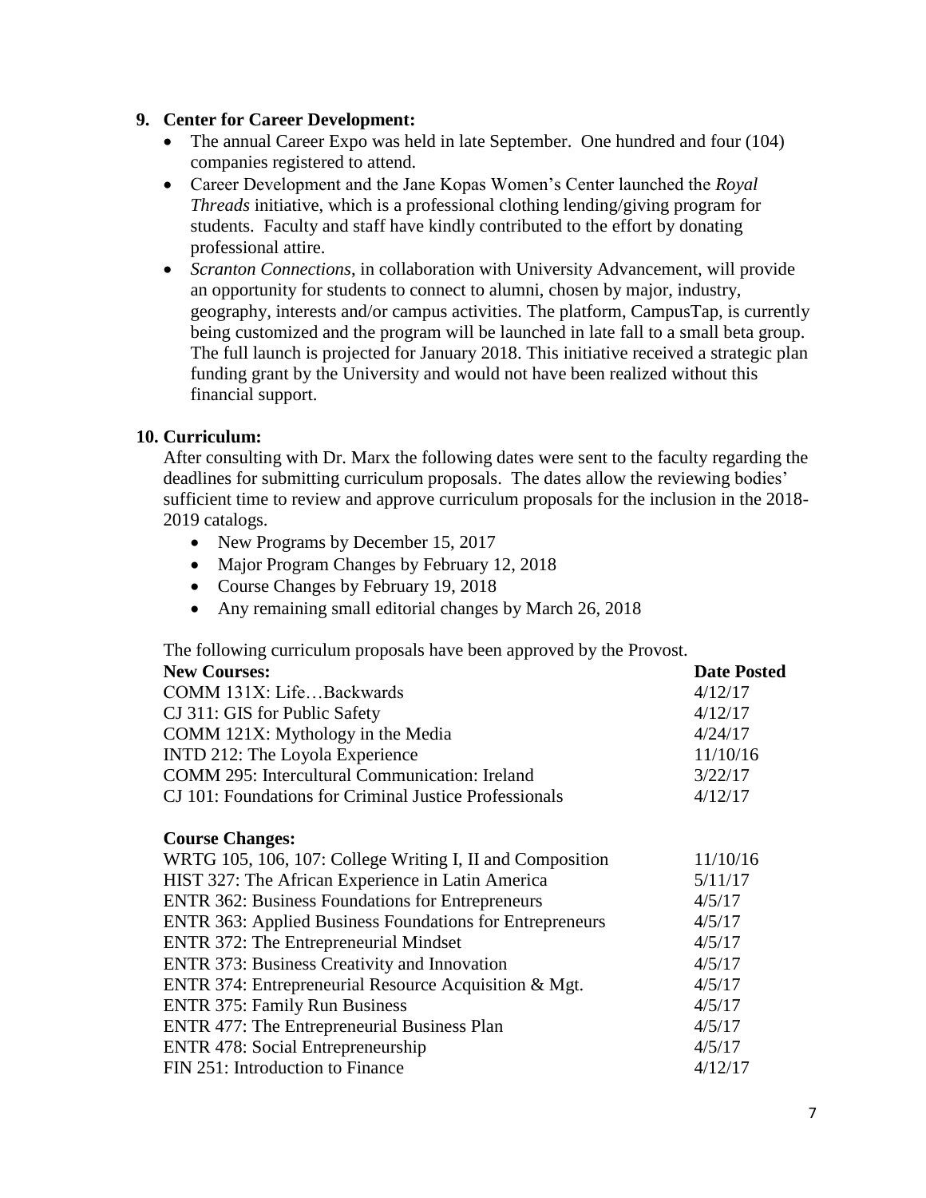**9. Center for Career Development:**

- The annual Career Expo was held in late September. One hundred and four (104) companies registered to attend.
- Career Development and the Jane Kopas Women's Center launched the *Royal Threads* initiative, which is a professional clothing lending/giving program for students. Faculty and staff have kindly contributed to the effort by donating professional attire.
- *Scranton Connections*, in collaboration with University Advancement, will provide an opportunity for students to connect to alumni, chosen by major, industry, geography, interests and/or campus activities. The platform, CampusTap, is currently being customized and the program will be launched in late fall to a small beta group. The full launch is projected for January 2018. This initiative received a strategic plan funding grant by the University and would not have been realized without this financial support.

**10. Curriculum:**

After consulting with Dr. Marx the following dates were sent to the faculty regarding the deadlines for submitting curriculum proposals. The dates allow the reviewing bodies' sufficient time to review and approve curriculum proposals for the inclusion in the 2018-2019 catalogs.

- New Programs by December 15, 2017
- Major Program Changes by February 12, 2018
- Course Changes by February 19, 2018
- Any remaining small editorial changes by March 26, 2018

The following curriculum proposals have been approved by the Provost.

| **New Courses:** | **Date Posted** |
|---|---|
| COMM 131X: Life…Backwards | 4/12/17 |
| CJ 311: GIS for Public Safety | 4/12/17 |
| COMM 121X: Mythology in the Media | 4/24/17 |
| INTD 212: The Loyola Experience | 11/10/16 |
| COMM 295: Intercultural Communication: Ireland | 3/22/17 |
| CJ 101: Foundations for Criminal Justice Professionals | 4/12/17 |

| **Course Changes:** | |
|---|---|
| WRTG 105, 106, 107: College Writing I, II and Composition | 11/10/16 |
| HIST 327: The African Experience in Latin America | 5/11/17 |
| ENTR 362: Business Foundations for Entrepreneurs | 4/5/17 |
| ENTR 363: Applied Business Foundations for Entrepreneurs | 4/5/17 |
| ENTR 372: The Entrepreneurial Mindset | 4/5/17 |
| ENTR 373: Business Creativity and Innovation | 4/5/17 |
| ENTR 374: Entrepreneurial Resource Acquisition & Mgt. | 4/5/17 |
| ENTR 375: Family Run Business | 4/5/17 |
| ENTR 477: The Entrepreneurial Business Plan | 4/5/17 |
| ENTR 478: Social Entrepreneurship | 4/5/17 |
| FIN 251: Introduction to Finance | 4/12/17 |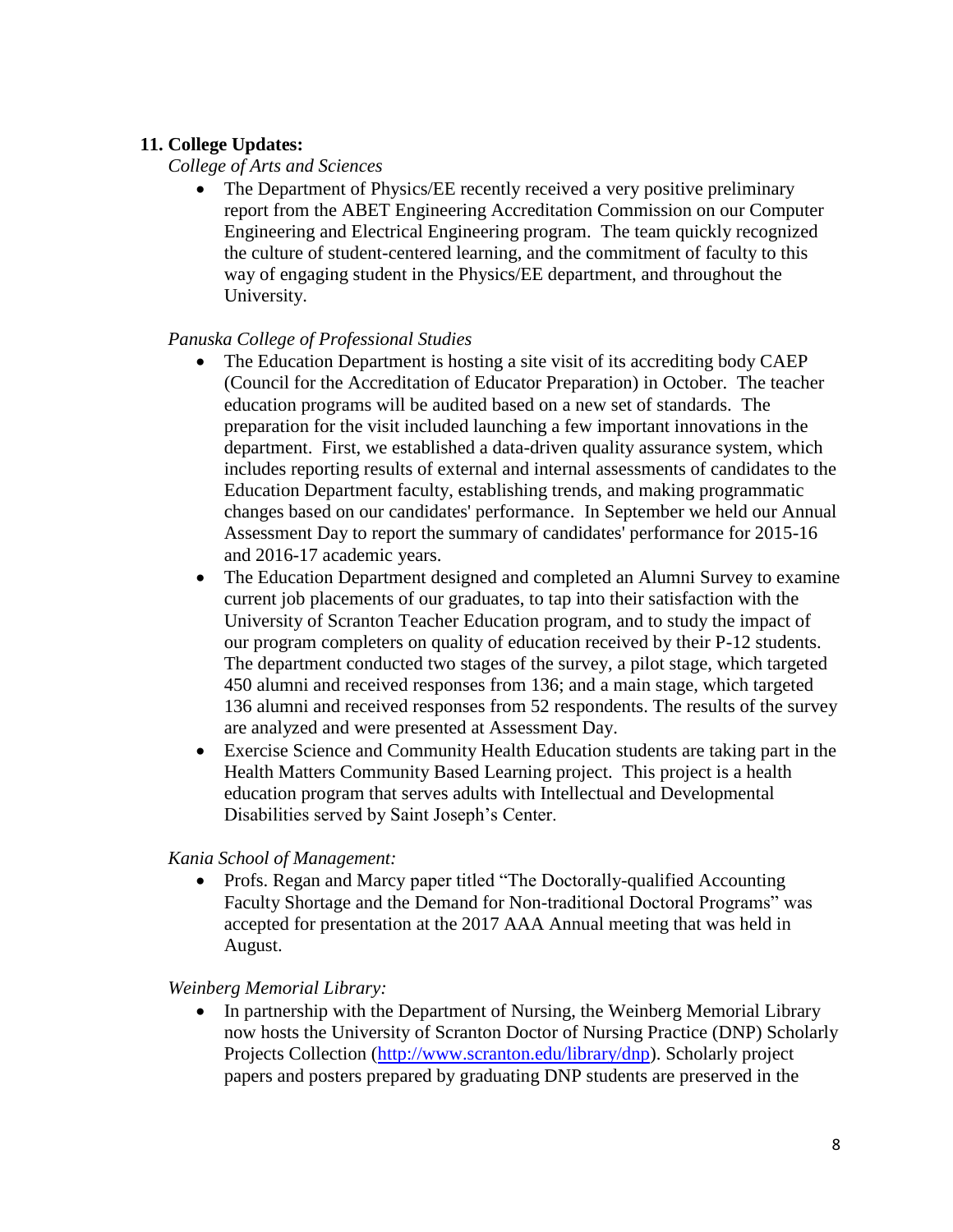**11. College Updates:**

*College of Arts and Sciences*

- The Department of Physics/EE recently received a very positive preliminary report from the ABET Engineering Accreditation Commission on our Computer Engineering and Electrical Engineering program. The team quickly recognized the culture of student-centered learning, and the commitment of faculty to this way of engaging student in the Physics/EE department, and throughout the University.

*Panuska College of Professional Studies*

- The Education Department is hosting a site visit of its accrediting body CAEP (Council for the Accreditation of Educator Preparation) in October. The teacher education programs will be audited based on a new set of standards. The preparation for the visit included launching a few important innovations in the department. First, we established a data-driven quality assurance system, which includes reporting results of external and internal assessments of candidates to the Education Department faculty, establishing trends, and making programmatic changes based on our candidates' performance. In September we held our Annual Assessment Day to report the summary of candidates' performance for 2015-16 and 2016-17 academic years.
- The Education Department designed and completed an Alumni Survey to examine current job placements of our graduates, to tap into their satisfaction with the University of Scranton Teacher Education program, and to study the impact of our program completers on quality of education received by their P-12 students. The department conducted two stages of the survey, a pilot stage, which targeted 450 alumni and received responses from 136; and a main stage, which targeted 136 alumni and received responses from 52 respondents. The results of the survey are analyzed and were presented at Assessment Day.
- Exercise Science and Community Health Education students are taking part in the Health Matters Community Based Learning project. This project is a health education program that serves adults with Intellectual and Developmental Disabilities served by Saint Joseph's Center.

*Kania School of Management:*

- Profs. Regan and Marcy paper titled "The Doctorally-qualified Accounting Faculty Shortage and the Demand for Non-traditional Doctoral Programs" was accepted for presentation at the 2017 AAA Annual meeting that was held in August.

*Weinberg Memorial Library:*

- In partnership with the Department of Nursing, the Weinberg Memorial Library now hosts the University of Scranton Doctor of Nursing Practice (DNP) Scholarly Projects Collection ([http://www.scranton.edu/library/dnp](http://www.scranton.edu/library/dnp)). Scholarly project papers and posters prepared by graduating DNP students are preserved in the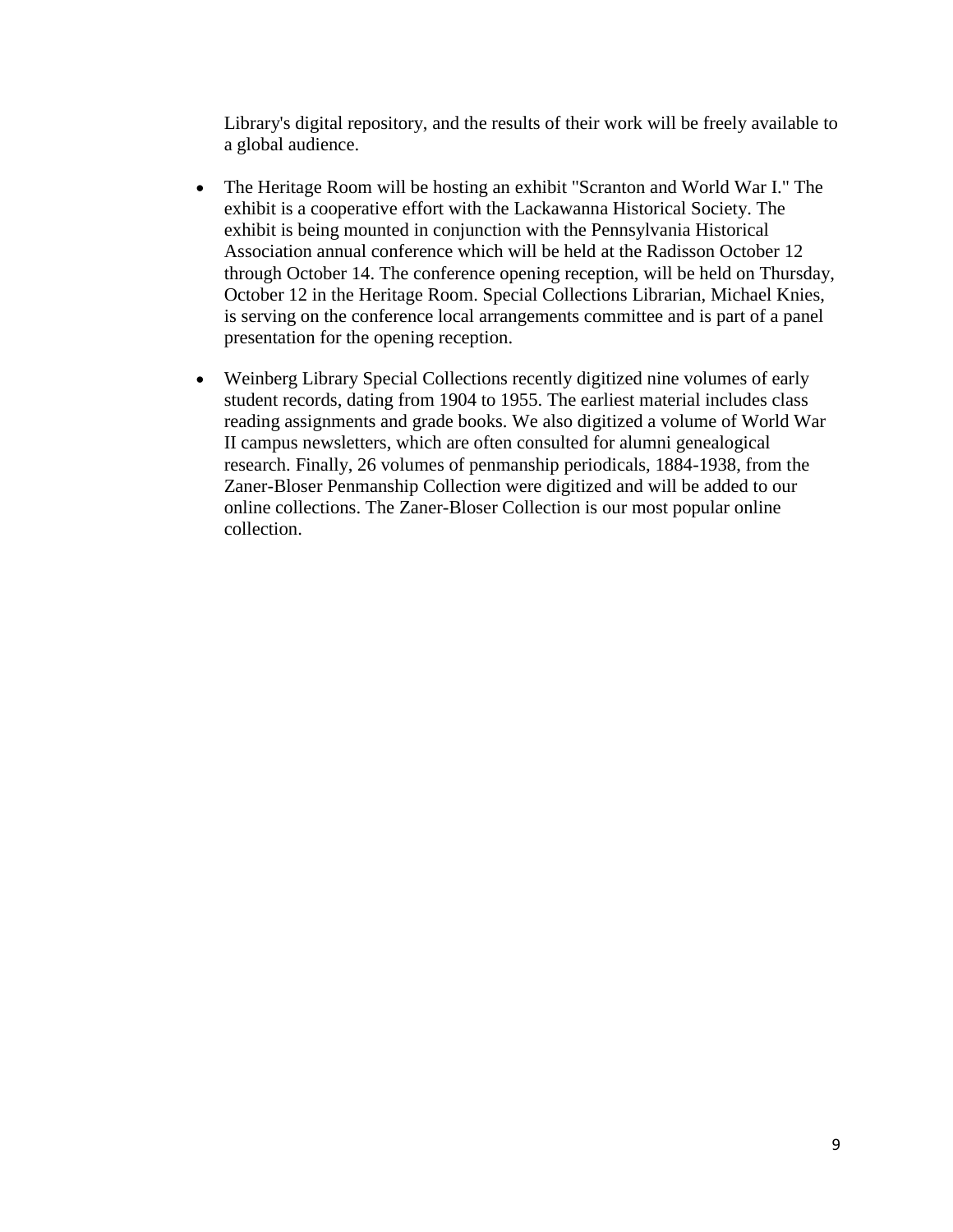Library's digital repository, and the results of their work will be freely available to a global audience.

- The Heritage Room will be hosting an exhibit "Scranton and World War I." The exhibit is a cooperative effort with the Lackawanna Historical Society. The exhibit is being mounted in conjunction with the Pennsylvania Historical Association annual conference which will be held at the Radisson October 12 through October 14. The conference opening reception, will be held on Thursday, October 12 in the Heritage Room. Special Collections Librarian, Michael Knies, is serving on the conference local arrangements committee and is part of a panel presentation for the opening reception.

- Weinberg Library Special Collections recently digitized nine volumes of early student records, dating from 1904 to 1955. The earliest material includes class reading assignments and grade books. We also digitized a volume of World War II campus newsletters, which are often consulted for alumni genealogical research. Finally, 26 volumes of penmanship periodicals, 1884-1938, from the Zaner-Bloser Penmanship Collection were digitized and will be added to our online collections. The Zaner-Bloser Collection is our most popular online collection.